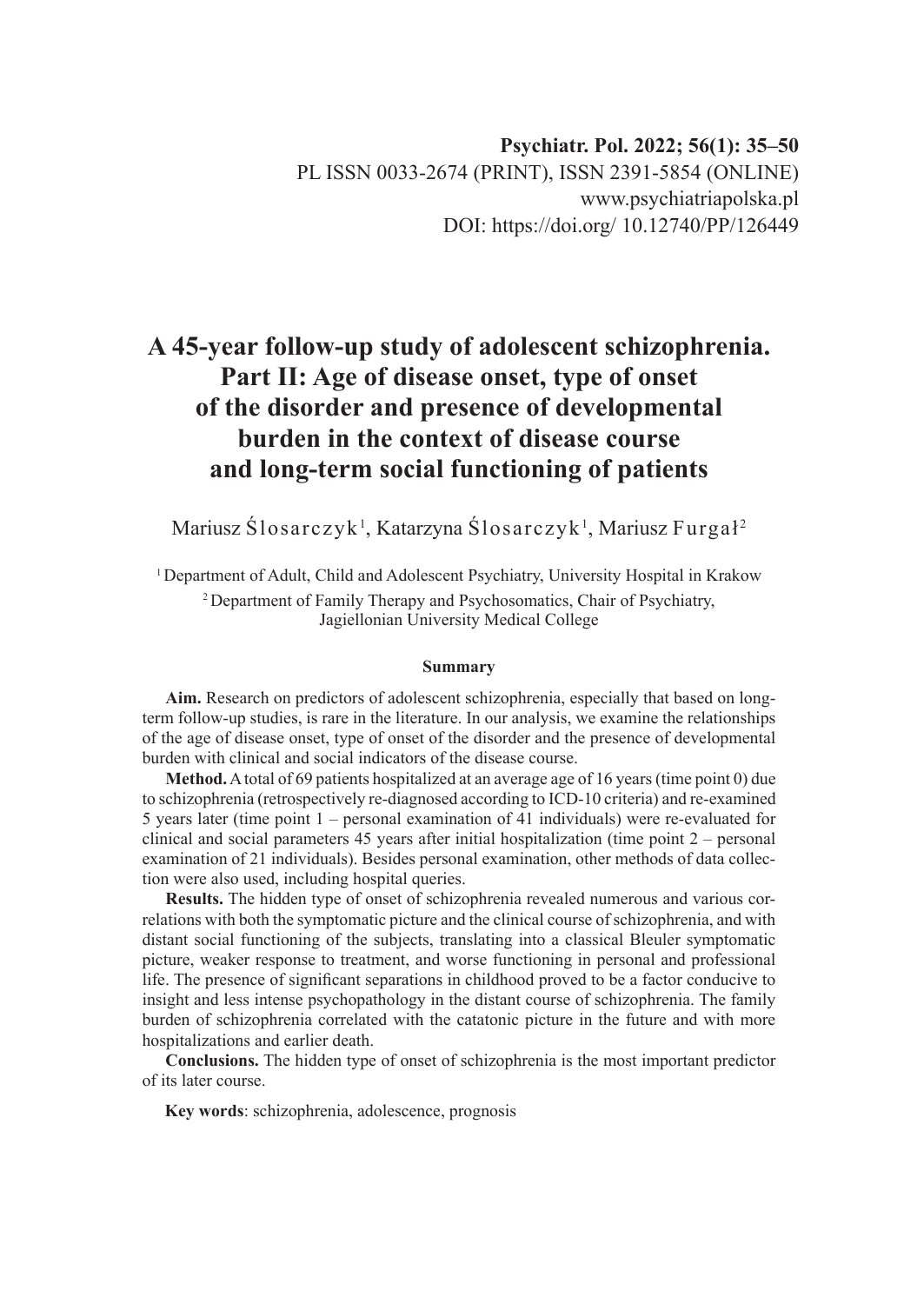Psychiatr. Pol. 2022; 56(1): 35–50
PL ISSN 0033-2674 (PRINT), ISSN 2391-5854 (ONLINE)
www.psychiatriapolska.pl
DOI: https://doi.org/ 10.12740/PP/126449

# A 45-year follow-up study of adolescent schizophrenia. Part II: Age of disease onset, type of onset of the disorder and presence of developmental burden in the context of disease course and long-term social functioning of patients

Mariusz Ślosarczyk[1], Katarzyna Ślosarczyk[1], Mariusz Furgał[2]

[1] Department of Adult, Child and Adolescent Psychiatry, University Hospital in Krakow

[2] Department of Family Therapy and Psychosomatics, Chair of Psychiatry, Jagiellonian University Medical College

#### Summary

**Aim.** Research on predictors of adolescent schizophrenia, especially that based on long-term follow-up studies, is rare in the literature. In our analysis, we examine the relationships of the age of disease onset, type of onset of the disorder and the presence of developmental burden with clinical and social indicators of the disease course.

**Method.** A total of 69 patients hospitalized at an average age of 16 years (time point 0) due to schizophrenia (retrospectively re-diagnosed according to ICD-10 criteria) and re-examined 5 years later (time point 1 – personal examination of 41 individuals) were re-evaluated for clinical and social parameters 45 years after initial hospitalization (time point 2 – personal examination of 21 individuals). Besides personal examination, other methods of data collection were also used, including hospital queries.

**Results.** The hidden type of onset of schizophrenia revealed numerous and various correlations with both the symptomatic picture and the clinical course of schizophrenia, and with distant social functioning of the subjects, translating into a classical Bleuler symptomatic picture, weaker response to treatment, and worse functioning in personal and professional life. The presence of significant separations in childhood proved to be a factor conducive to insight and less intense psychopathology in the distant course of schizophrenia. The family burden of schizophrenia correlated with the catatonic picture in the future and with more hospitalizations and earlier death.

**Conclusions.** The hidden type of onset of schizophrenia is the most important predictor of its later course.

**Key words**: schizophrenia, adolescence, prognosis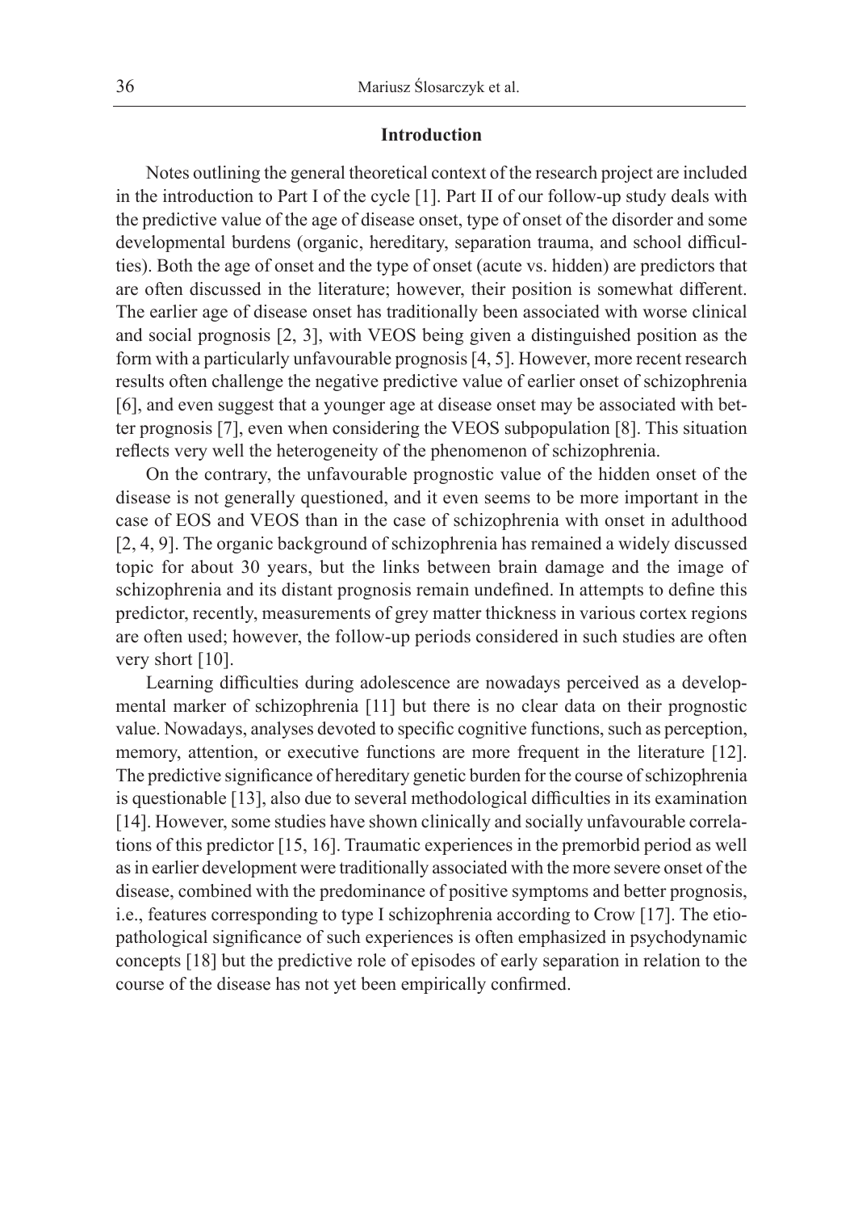## Introduction

Notes outlining the general theoretical context of the research project are included in the introduction to Part I of the cycle [1]. Part II of our follow-up study deals with the predictive value of the age of disease onset, type of onset of the disorder and some developmental burdens (organic, hereditary, separation trauma, and school difficulties). Both the age of onset and the type of onset (acute vs. hidden) are predictors that are often discussed in the literature; however, their position is somewhat different. The earlier age of disease onset has traditionally been associated with worse clinical and social prognosis [2, 3], with VEOS being given a distinguished position as the form with a particularly unfavourable prognosis [4, 5]. However, more recent research results often challenge the negative predictive value of earlier onset of schizophrenia [6], and even suggest that a younger age at disease onset may be associated with better prognosis [7], even when considering the VEOS subpopulation [8]. This situation reflects very well the heterogeneity of the phenomenon of schizophrenia.

On the contrary, the unfavourable prognostic value of the hidden onset of the disease is not generally questioned, and it even seems to be more important in the case of EOS and VEOS than in the case of schizophrenia with onset in adulthood [2, 4, 9]. The organic background of schizophrenia has remained a widely discussed topic for about 30 years, but the links between brain damage and the image of schizophrenia and its distant prognosis remain undefined. In attempts to define this predictor, recently, measurements of grey matter thickness in various cortex regions are often used; however, the follow-up periods considered in such studies are often very short [10].

Learning difficulties during adolescence are nowadays perceived as a developmental marker of schizophrenia [11] but there is no clear data on their prognostic value. Nowadays, analyses devoted to specific cognitive functions, such as perception, memory, attention, or executive functions are more frequent in the literature [12]. The predictive significance of hereditary genetic burden for the course of schizophrenia is questionable [13], also due to several methodological difficulties in its examination [14]. However, some studies have shown clinically and socially unfavourable correlations of this predictor [15, 16]. Traumatic experiences in the premorbid period as well as in earlier development were traditionally associated with the more severe onset of the disease, combined with the predominance of positive symptoms and better prognosis, i.e., features corresponding to type I schizophrenia according to Crow [17]. The etiopathological significance of such experiences is often emphasized in psychodynamic concepts [18] but the predictive role of episodes of early separation in relation to the course of the disease has not yet been empirically confirmed.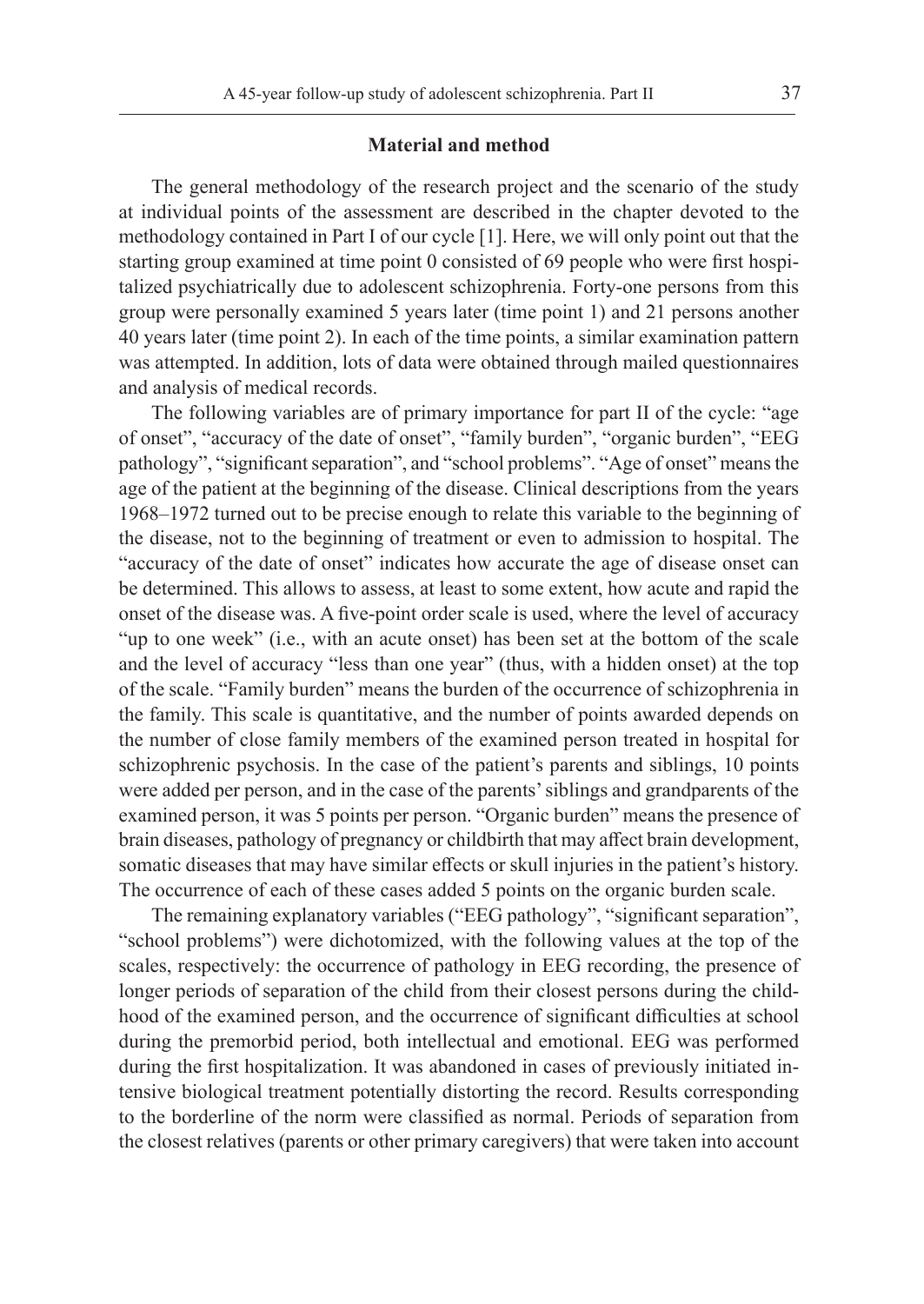## Material and method

The general methodology of the research project and the scenario of the study at individual points of the assessment are described in the chapter devoted to the methodology contained in Part I of our cycle [1]. Here, we will only point out that the starting group examined at time point 0 consisted of 69 people who were first hospitalized psychiatrically due to adolescent schizophrenia. Forty-one persons from this group were personally examined 5 years later (time point 1) and 21 persons another 40 years later (time point 2). In each of the time points, a similar examination pattern was attempted. In addition, lots of data were obtained through mailed questionnaires and analysis of medical records.

The following variables are of primary importance for part II of the cycle: "age of onset", "accuracy of the date of onset", "family burden", "organic burden", "EEG pathology", "significant separation", and "school problems". "Age of onset" means the age of the patient at the beginning of the disease. Clinical descriptions from the years 1968–1972 turned out to be precise enough to relate this variable to the beginning of the disease, not to the beginning of treatment or even to admission to hospital. The "accuracy of the date of onset" indicates how accurate the age of disease onset can be determined. This allows to assess, at least to some extent, how acute and rapid the onset of the disease was. A five-point order scale is used, where the level of accuracy "up to one week" (i.e., with an acute onset) has been set at the bottom of the scale and the level of accuracy "less than one year" (thus, with a hidden onset) at the top of the scale. "Family burden" means the burden of the occurrence of schizophrenia in the family. This scale is quantitative, and the number of points awarded depends on the number of close family members of the examined person treated in hospital for schizophrenic psychosis. In the case of the patient's parents and siblings, 10 points were added per person, and in the case of the parents' siblings and grandparents of the examined person, it was 5 points per person. "Organic burden" means the presence of brain diseases, pathology of pregnancy or childbirth that may affect brain development, somatic diseases that may have similar effects or skull injuries in the patient's history. The occurrence of each of these cases added 5 points on the organic burden scale.

The remaining explanatory variables ("EEG pathology", "significant separation", "school problems") were dichotomized, with the following values at the top of the scales, respectively: the occurrence of pathology in EEG recording, the presence of longer periods of separation of the child from their closest persons during the childhood of the examined person, and the occurrence of significant difficulties at school during the premorbid period, both intellectual and emotional. EEG was performed during the first hospitalization. It was abandoned in cases of previously initiated intensive biological treatment potentially distorting the record. Results corresponding to the borderline of the norm were classified as normal. Periods of separation from the closest relatives (parents or other primary caregivers) that were taken into account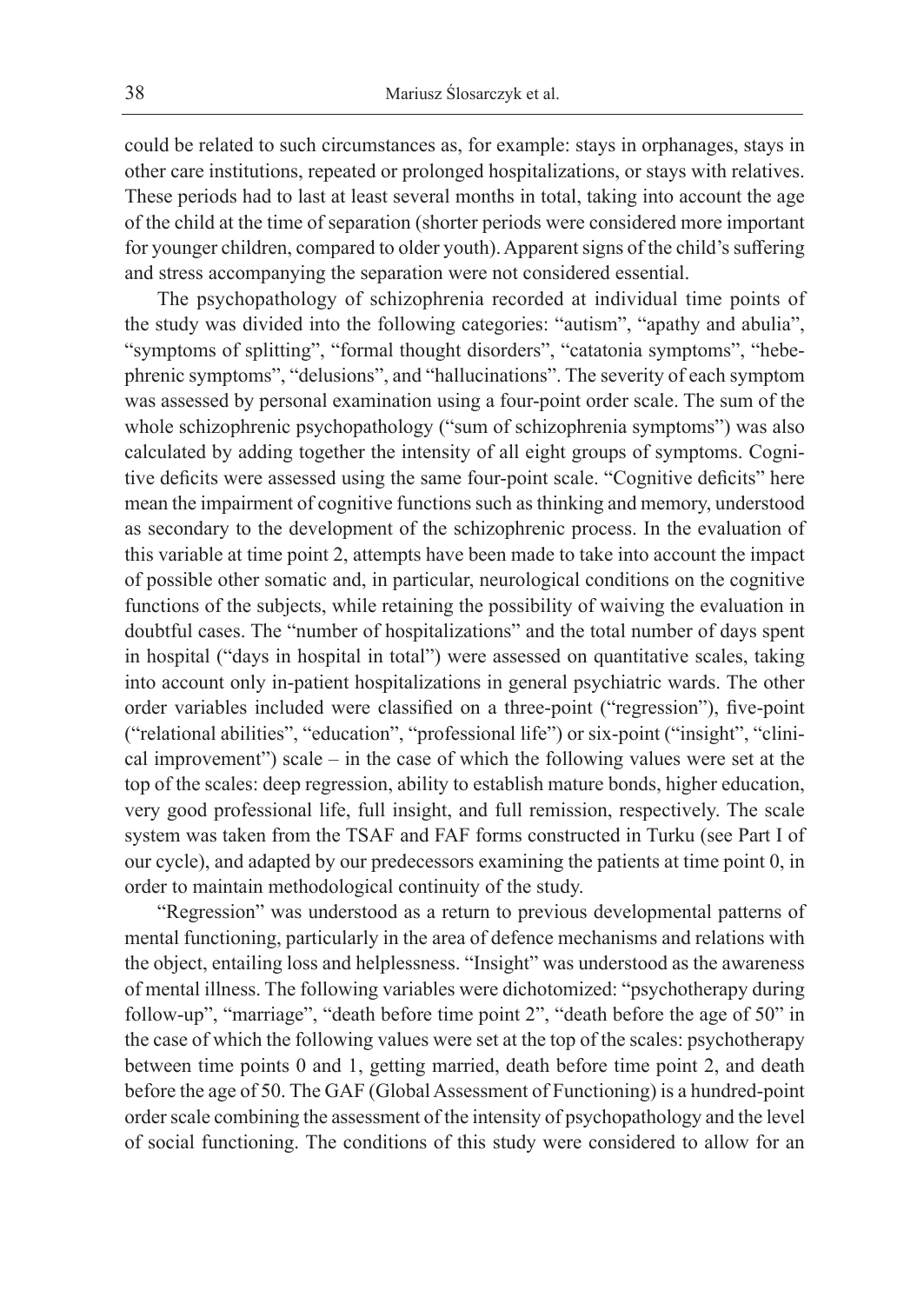could be related to such circumstances as, for example: stays in orphanages, stays in other care institutions, repeated or prolonged hospitalizations, or stays with relatives. These periods had to last at least several months in total, taking into account the age of the child at the time of separation (shorter periods were considered more important for younger children, compared to older youth). Apparent signs of the child's suffering and stress accompanying the separation were not considered essential.

The psychopathology of schizophrenia recorded at individual time points of the study was divided into the following categories: "autism", "apathy and abulia", "symptoms of splitting", "formal thought disorders", "catatonia symptoms", "hebephrenic symptoms", "delusions", and "hallucinations". The severity of each symptom was assessed by personal examination using a four-point order scale. The sum of the whole schizophrenic psychopathology ("sum of schizophrenia symptoms") was also calculated by adding together the intensity of all eight groups of symptoms. Cognitive deficits were assessed using the same four-point scale. "Cognitive deficits" here mean the impairment of cognitive functions such as thinking and memory, understood as secondary to the development of the schizophrenic process. In the evaluation of this variable at time point 2, attempts have been made to take into account the impact of possible other somatic and, in particular, neurological conditions on the cognitive functions of the subjects, while retaining the possibility of waiving the evaluation in doubtful cases. The "number of hospitalizations" and the total number of days spent in hospital ("days in hospital in total") were assessed on quantitative scales, taking into account only in-patient hospitalizations in general psychiatric wards. The other order variables included were classified on a three-point ("regression"), five-point ("relational abilities", "education", "professional life") or six-point ("insight", "clinical improvement") scale – in the case of which the following values were set at the top of the scales: deep regression, ability to establish mature bonds, higher education, very good professional life, full insight, and full remission, respectively. The scale system was taken from the TSAF and FAF forms constructed in Turku (see Part I of our cycle), and adapted by our predecessors examining the patients at time point 0, in order to maintain methodological continuity of the study.

"Regression" was understood as a return to previous developmental patterns of mental functioning, particularly in the area of defence mechanisms and relations with the object, entailing loss and helplessness. "Insight" was understood as the awareness of mental illness. The following variables were dichotomized: "psychotherapy during follow-up", "marriage", "death before time point 2", "death before the age of 50" in the case of which the following values were set at the top of the scales: psychotherapy between time points 0 and 1, getting married, death before time point 2, and death before the age of 50. The GAF (Global Assessment of Functioning) is a hundred-point order scale combining the assessment of the intensity of psychopathology and the level of social functioning. The conditions of this study were considered to allow for an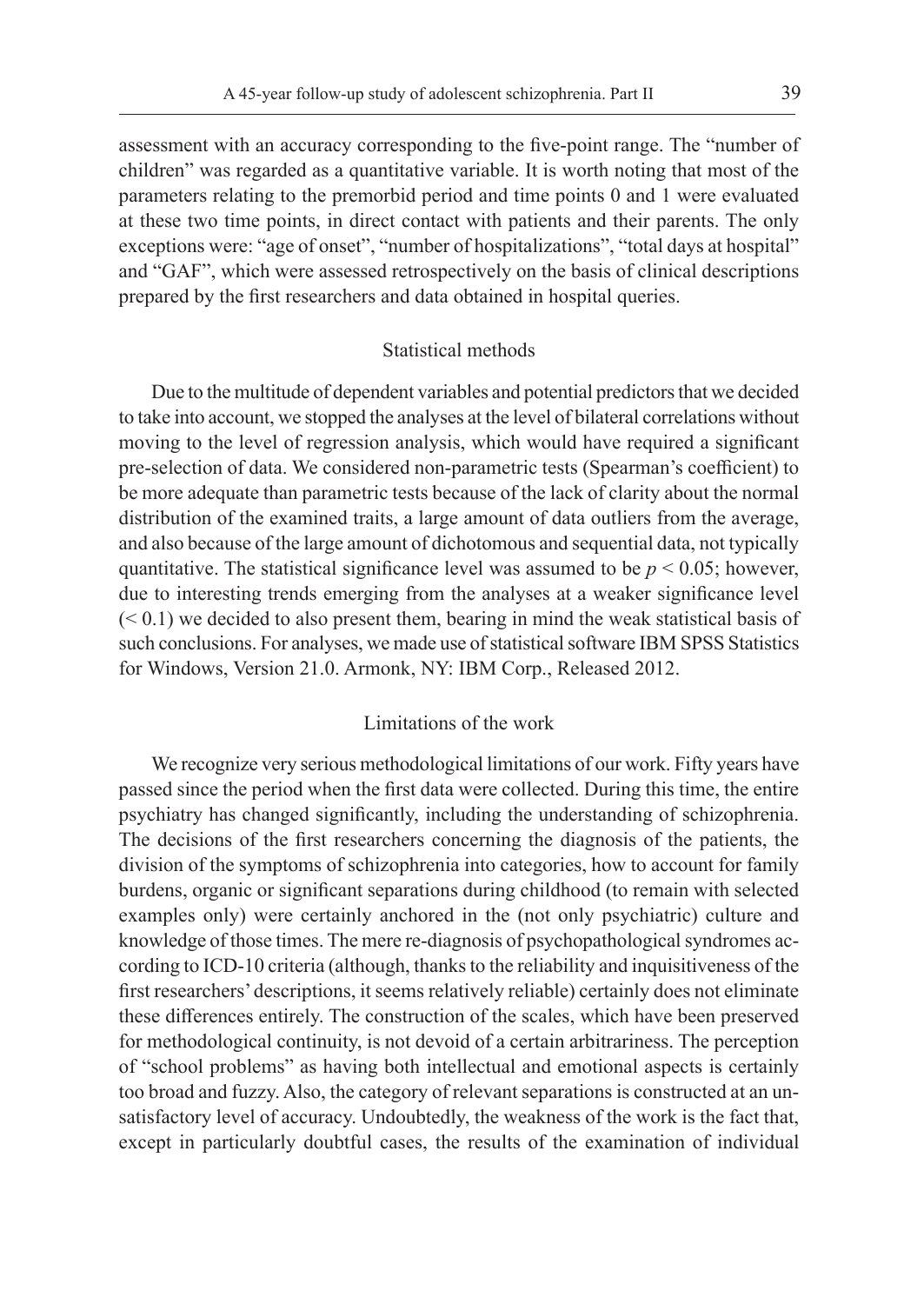assessment with an accuracy corresponding to the five-point range. The "number of children" was regarded as a quantitative variable. It is worth noting that most of the parameters relating to the premorbid period and time points 0 and 1 were evaluated at these two time points, in direct contact with patients and their parents. The only exceptions were: "age of onset", "number of hospitalizations", "total days at hospital" and "GAF", which were assessed retrospectively on the basis of clinical descriptions prepared by the first researchers and data obtained in hospital queries.

### Statistical methods

Due to the multitude of dependent variables and potential predictors that we decided to take into account, we stopped the analyses at the level of bilateral correlations without moving to the level of regression analysis, which would have required a significant pre-selection of data. We considered non-parametric tests (Spearman's coefficient) to be more adequate than parametric tests because of the lack of clarity about the normal distribution of the examined traits, a large amount of data outliers from the average, and also because of the large amount of dichotomous and sequential data, not typically quantitative. The statistical significance level was assumed to be $p < 0.05$; however, due to interesting trends emerging from the analyses at a weaker significance level ($< 0.1$) we decided to also present them, bearing in mind the weak statistical basis of such conclusions. For analyses, we made use of statistical software IBM SPSS Statistics for Windows, Version 21.0. Armonk, NY: IBM Corp., Released 2012.

### Limitations of the work

We recognize very serious methodological limitations of our work. Fifty years have passed since the period when the first data were collected. During this time, the entire psychiatry has changed significantly, including the understanding of schizophrenia. The decisions of the first researchers concerning the diagnosis of the patients, the division of the symptoms of schizophrenia into categories, how to account for family burdens, organic or significant separations during childhood (to remain with selected examples only) were certainly anchored in the (not only psychiatric) culture and knowledge of those times. The mere re-diagnosis of psychopathological syndromes according to ICD-10 criteria (although, thanks to the reliability and inquisitiveness of the first researchers' descriptions, it seems relatively reliable) certainly does not eliminate these differences entirely. The construction of the scales, which have been preserved for methodological continuity, is not devoid of a certain arbitrariness. The perception of "school problems" as having both intellectual and emotional aspects is certainly too broad and fuzzy. Also, the category of relevant separations is constructed at an unsatisfactory level of accuracy. Undoubtedly, the weakness of the work is the fact that, except in particularly doubtful cases, the results of the examination of individual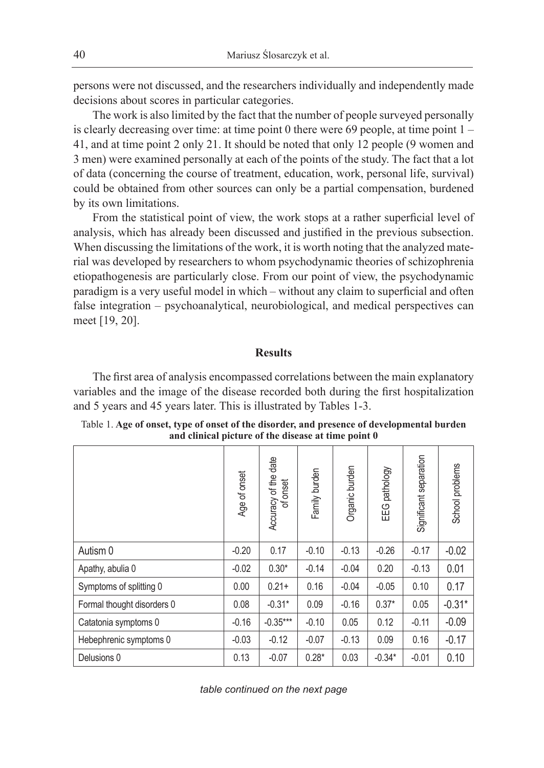persons were not discussed, and the researchers individually and independently made decisions about scores in particular categories.

The work is also limited by the fact that the number of people surveyed personally is clearly decreasing over time: at time point 0 there were 69 people, at time point 1 – 41, and at time point 2 only 21. It should be noted that only 12 people (9 women and 3 men) were examined personally at each of the points of the study. The fact that a lot of data (concerning the course of treatment, education, work, personal life, survival) could be obtained from other sources can only be a partial compensation, burdened by its own limitations.

From the statistical point of view, the work stops at a rather superficial level of analysis, which has already been discussed and justified in the previous subsection. When discussing the limitations of the work, it is worth noting that the analyzed material was developed by researchers to whom psychodynamic theories of schizophrenia etiopathogenesis are particularly close. From our point of view, the psychodynamic paradigm is a very useful model in which – without any claim to superficial and often false integration – psychoanalytical, neurobiological, and medical perspectives can meet [19, 20].

## Results

The first area of analysis encompassed correlations between the main explanatory variables and the image of the disease recorded both during the first hospitalization and 5 years and 45 years later. This is illustrated by Tables 1-3.

Table 1. **Age of onset, type of onset of the disorder, and presence of developmental burden and clinical picture of the disease at time point 0**

| | Age of onset | Accuracy of the date of onset | Family burden | Organic burden | EEG pathology | Significant separation | School problems |
|---|---|---|---|---|---|---|---|
| Autism 0 | -0.20 | 0.17 | -0.10 | -0.13 | -0.26 | -0.17 | -0.02 |
| Apathy, abulia 0 | -0.02 | 0.30* | -0.14 | -0.04 | 0.20 | -0.13 | 0.01 |
| Symptoms of splitting 0 | 0.00 | 0.21+ | 0.16 | -0.04 | -0.05 | 0.10 | 0.17 |
| Formal thought disorders 0 | 0.08 | -0.31* | 0.09 | -0.16 | 0.37* | 0.05 | -0.31* |
| Catatonia symptoms 0 | -0.16 | -0.35*** | -0.10 | 0.05 | 0.12 | -0.11 | -0.09 |
| Hebephrenic symptoms 0 | -0.03 | -0.12 | -0.07 | -0.13 | 0.09 | 0.16 | -0.17 |
| Delusions 0 | 0.13 | -0.07 | 0.28* | 0.03 | -0.34* | -0.01 | 0.10 |

*table continued on the next page*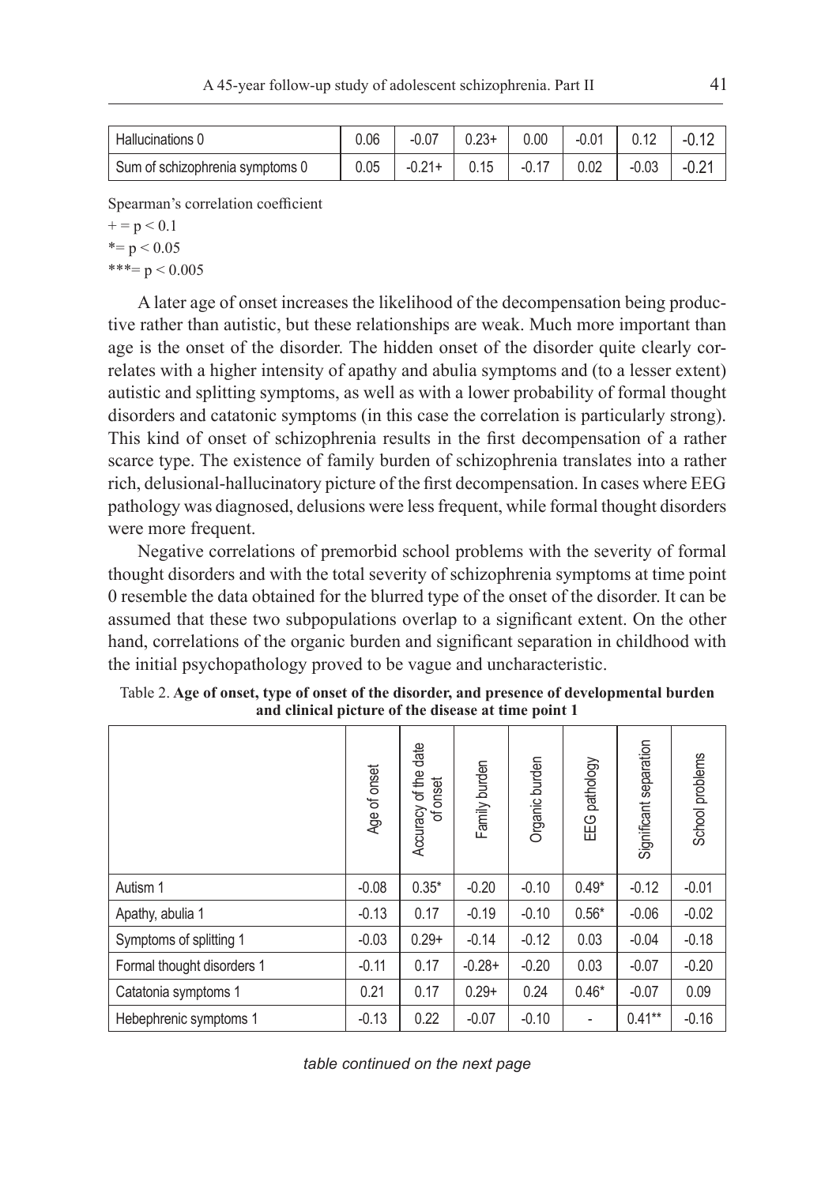| | | | | | | | |
|---|---|---|---|---|---|---|---|
| Hallucinations 0 | 0.06 | -0.07 | 0.23+ | 0.00 | -0.01 | 0.12 | -0.12 |
| Sum of schizophrenia symptoms 0 | 0.05 | -0.21+ | 0.15 | -0.17 | 0.02 | -0.03 | -0.21 |

Spearman's correlation coefficient

+ = $p < 0.1$

*= $p < 0.05$

***= $p < 0.005$

A later age of onset increases the likelihood of the decompensation being productive rather than autistic, but these relationships are weak. Much more important than age is the onset of the disorder. The hidden onset of the disorder quite clearly correlates with a higher intensity of apathy and abulia symptoms and (to a lesser extent) autistic and splitting symptoms, as well as with a lower probability of formal thought disorders and catatonic symptoms (in this case the correlation is particularly strong). This kind of onset of schizophrenia results in the first decompensation of a rather scarce type. The existence of family burden of schizophrenia translates into a rather rich, delusional-hallucinatory picture of the first decompensation. In cases where EEG pathology was diagnosed, delusions were less frequent, while formal thought disorders were more frequent.

Negative correlations of premorbid school problems with the severity of formal thought disorders and with the total severity of schizophrenia symptoms at time point 0 resemble the data obtained for the blurred type of the onset of the disorder. It can be assumed that these two subpopulations overlap to a significant extent. On the other hand, correlations of the organic burden and significant separation in childhood with the initial psychopathology proved to be vague and uncharacteristic.

Table 2. **Age of onset, type of onset of the disorder, and presence of developmental burden and clinical picture of the disease at time point 1**

| | Age of onset | Accuracy of the date of onset | Family burden | Organic burden | EEG pathology | Significant separation | School problems |
|---|---|---|---|---|---|---|---|
| Autism 1 | -0.08 | 0.35* | -0.20 | -0.10 | 0.49* | -0.12 | -0.01 |
| Apathy, abulia 1 | -0.13 | 0.17 | -0.19 | -0.10 | 0.56* | -0.06 | -0.02 |
| Symptoms of splitting 1 | -0.03 | 0.29+ | -0.14 | -0.12 | 0.03 | -0.04 | -0.18 |
| Formal thought disorders 1 | -0.11 | 0.17 | -0.28+ | -0.20 | 0.03 | -0.07 | -0.20 |
| Catatonia symptoms 1 | 0.21 | 0.17 | 0.29+ | 0.24 | 0.46* | -0.07 | 0.09 |
| Hebephrenic symptoms 1 | -0.13 | 0.22 | -0.07 | -0.10 | - | 0.41** | -0.16 |

*table continued on the next page*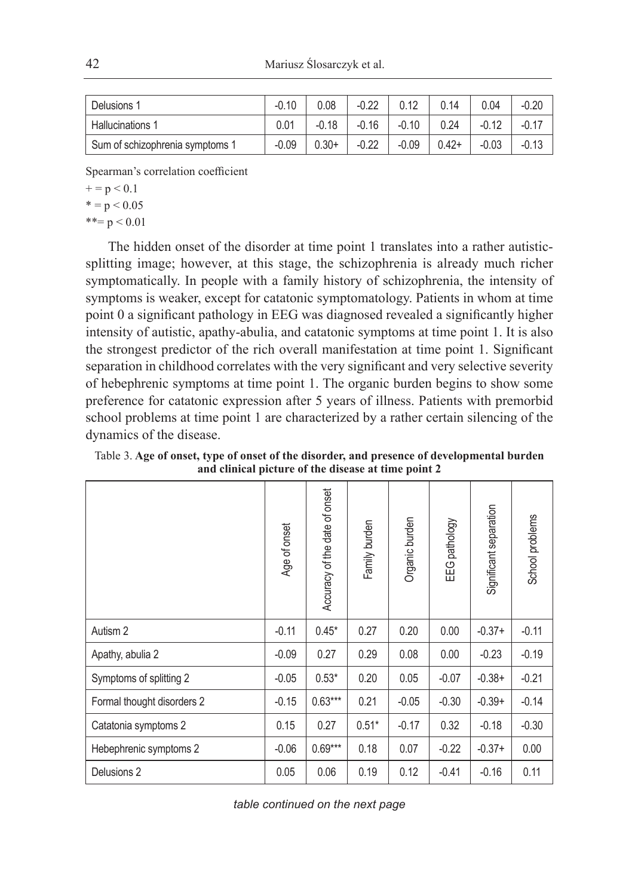| Delusions 1 | -0.10 | 0.08 | -0.22 | 0.12 | 0.14 | 0.04 | -0.20 |
|---|---|---|---|---|---|---|---|
| Hallucinations 1 | 0.01 | -0.18 | -0.16 | -0.10 | 0.24 | -0.12 | -0.17 |
| Sum of schizophrenia symptoms 1 | -0.09 | 0.30+ | -0.22 | -0.09 | 0.42+ | -0.03 | -0.13 |

Spearman's correlation coefficient

+ = p < 0.1

* = p < 0.05

**= p < 0.01

The hidden onset of the disorder at time point 1 translates into a rather autistic-splitting image; however, at this stage, the schizophrenia is already much richer symptomatically. In people with a family history of schizophrenia, the intensity of symptoms is weaker, except for catatonic symptomatology. Patients in whom at time point 0 a significant pathology in EEG was diagnosed revealed a significantly higher intensity of autistic, apathy-abulia, and catatonic symptoms at time point 1. It is also the strongest predictor of the rich overall manifestation at time point 1. Significant separation in childhood correlates with the very significant and very selective severity of hebephrenic symptoms at time point 1. The organic burden begins to show some preference for catatonic expression after 5 years of illness. Patients with premorbid school problems at time point 1 are characterized by a rather certain silencing of the dynamics of the disease.

Table 3. **Age of onset, type of onset of the disorder, and presence of developmental burden and clinical picture of the disease at time point 2**

| | Age of onset | Accuracy of the date of onset | Family burden | Organic burden | EEG pathology | Significant separation | School problems |
|---|---|---|---|---|---|---|---|
| Autism 2 | -0.11 | 0.45* | 0.27 | 0.20 | 0.00 | -0.37+ | -0.11 |
| Apathy, abulia 2 | -0.09 | 0.27 | 0.29 | 0.08 | 0.00 | -0.23 | -0.19 |
| Symptoms of splitting 2 | -0.05 | 0.53* | 0.20 | 0.05 | -0.07 | -0.38+ | -0.21 |
| Formal thought disorders 2 | -0.15 | 0.63*** | 0.21 | -0.05 | -0.30 | -0.39+ | -0.14 |
| Catatonia symptoms 2 | 0.15 | 0.27 | 0.51* | -0.17 | 0.32 | -0.18 | -0.30 |
| Hebephrenic symptoms 2 | -0.06 | 0.69*** | 0.18 | 0.07 | -0.22 | -0.37+ | 0.00 |
| Delusions 2 | 0.05 | 0.06 | 0.19 | 0.12 | -0.41 | -0.16 | 0.11 |

*table continued on the next page*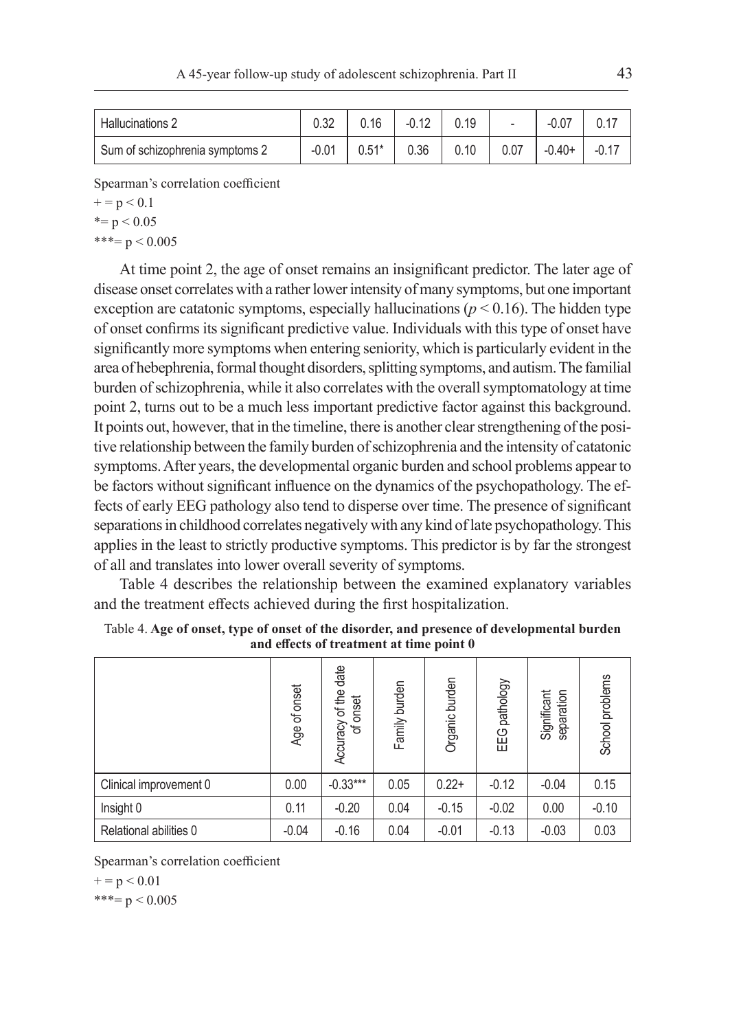| Hallucinations 2 | 0.32 | 0.16 | -0.12 | 0.19 | - | -0.07 | 0.17 |
|---|---|---|---|---|---|---|---|
| Sum of schizophrenia symptoms 2 | -0.01 | 0.51* | 0.36 | 0.10 | 0.07 | -0.40+ | -0.17 |

Spearman's correlation coefficient

+ = $p < 0.1$

*= $p < 0.05$

***= $p < 0.005$

At time point 2, the age of onset remains an insignificant predictor. The later age of disease onset correlates with a rather lower intensity of many symptoms, but one important exception are catatonic symptoms, especially hallucinations ($p < 0.16$). The hidden type of onset confirms its significant predictive value. Individuals with this type of onset have significantly more symptoms when entering seniority, which is particularly evident in the area of hebephrenia, formal thought disorders, splitting symptoms, and autism. The familial burden of schizophrenia, while it also correlates with the overall symptomatology at time point 2, turns out to be a much less important predictive factor against this background. It points out, however, that in the timeline, there is another clear strengthening of the positive relationship between the family burden of schizophrenia and the intensity of catatonic symptoms. After years, the developmental organic burden and school problems appear to be factors without significant influence on the dynamics of the psychopathology. The effects of early EEG pathology also tend to disperse over time. The presence of significant separations in childhood correlates negatively with any kind of late psychopathology. This applies in the least to strictly productive symptoms. This predictor is by far the strongest of all and translates into lower overall severity of symptoms.

Table 4 describes the relationship between the examined explanatory variables and the treatment effects achieved during the first hospitalization.

Table 4. **Age of onset, type of onset of the disorder, and presence of developmental burden and effects of treatment at time point 0**

| | Age of onset | Accuracy of the date of onset | Family burden | Organic burden | EEG pathology | Significant separation | School problems |
|---|---|---|---|---|---|---|---|
| Clinical improvement 0 | 0.00 | -0.33*** | 0.05 | 0.22+ | -0.12 | -0.04 | 0.15 |
| Insight 0 | 0.11 | -0.20 | 0.04 | -0.15 | -0.02 | 0.00 | -0.10 |
| Relational abilities 0 | -0.04 | -0.16 | 0.04 | -0.01 | -0.13 | -0.03 | 0.03 |

Spearman's correlation coefficient

+ = $p < 0.01$

***= $p < 0.005$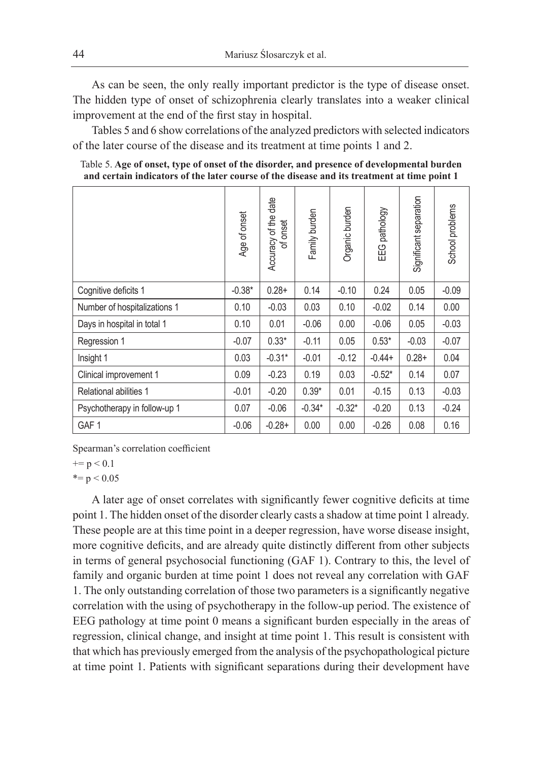As can be seen, the only really important predictor is the type of disease onset. The hidden type of onset of schizophrenia clearly translates into a weaker clinical improvement at the end of the first stay in hospital.

Tables 5 and 6 show correlations of the analyzed predictors with selected indicators of the later course of the disease and its treatment at time points 1 and 2.

Table 5. **Age of onset, type of onset of the disorder, and presence of developmental burden and certain indicators of the later course of the disease and its treatment at time point 1**

| | Age of onset | Accuracy of the date of onset | Family burden | Organic burden | EEG pathology | Significant separation | School problems |
|---|---|---|---|---|---|---|---|
| Cognitive deficits 1 | -0.38* | 0.28+ | 0.14 | -0.10 | 0.24 | 0.05 | -0.09 |
| Number of hospitalizations 1 | 0.10 | -0.03 | 0.03 | 0.10 | -0.02 | 0.14 | 0.00 |
| Days in hospital in total 1 | 0.10 | 0.01 | -0.06 | 0.00 | -0.06 | 0.05 | -0.03 |
| Regression 1 | -0.07 | 0.33* | -0.11 | 0.05 | 0.53* | -0.03 | -0.07 |
| Insight 1 | 0.03 | -0.31* | -0.01 | -0.12 | -0.44+ | 0.28+ | 0.04 |
| Clinical improvement 1 | 0.09 | -0.23 | 0.19 | 0.03 | -0.52* | 0.14 | 0.07 |
| Relational abilities 1 | -0.01 | -0.20 | 0.39* | 0.01 | -0.15 | 0.13 | -0.03 |
| Psychotherapy in follow-up 1 | 0.07 | -0.06 | -0.34* | -0.32* | -0.20 | 0.13 | -0.24 |
| GAF 1 | -0.06 | -0.28+ | 0.00 | 0.00 | -0.26 | 0.08 | 0.16 |

Spearman's correlation coefficient

+= $p < 0.1$

*= $p < 0.05$

A later age of onset correlates with significantly fewer cognitive deficits at time point 1. The hidden onset of the disorder clearly casts a shadow at time point 1 already. These people are at this time point in a deeper regression, have worse disease insight, more cognitive deficits, and are already quite distinctly different from other subjects in terms of general psychosocial functioning (GAF 1). Contrary to this, the level of family and organic burden at time point 1 does not reveal any correlation with GAF 1. The only outstanding correlation of those two parameters is a significantly negative correlation with the using of psychotherapy in the follow-up period. The existence of EEG pathology at time point 0 means a significant burden especially in the areas of regression, clinical change, and insight at time point 1. This result is consistent with that which has previously emerged from the analysis of the psychopathological picture at time point 1. Patients with significant separations during their development have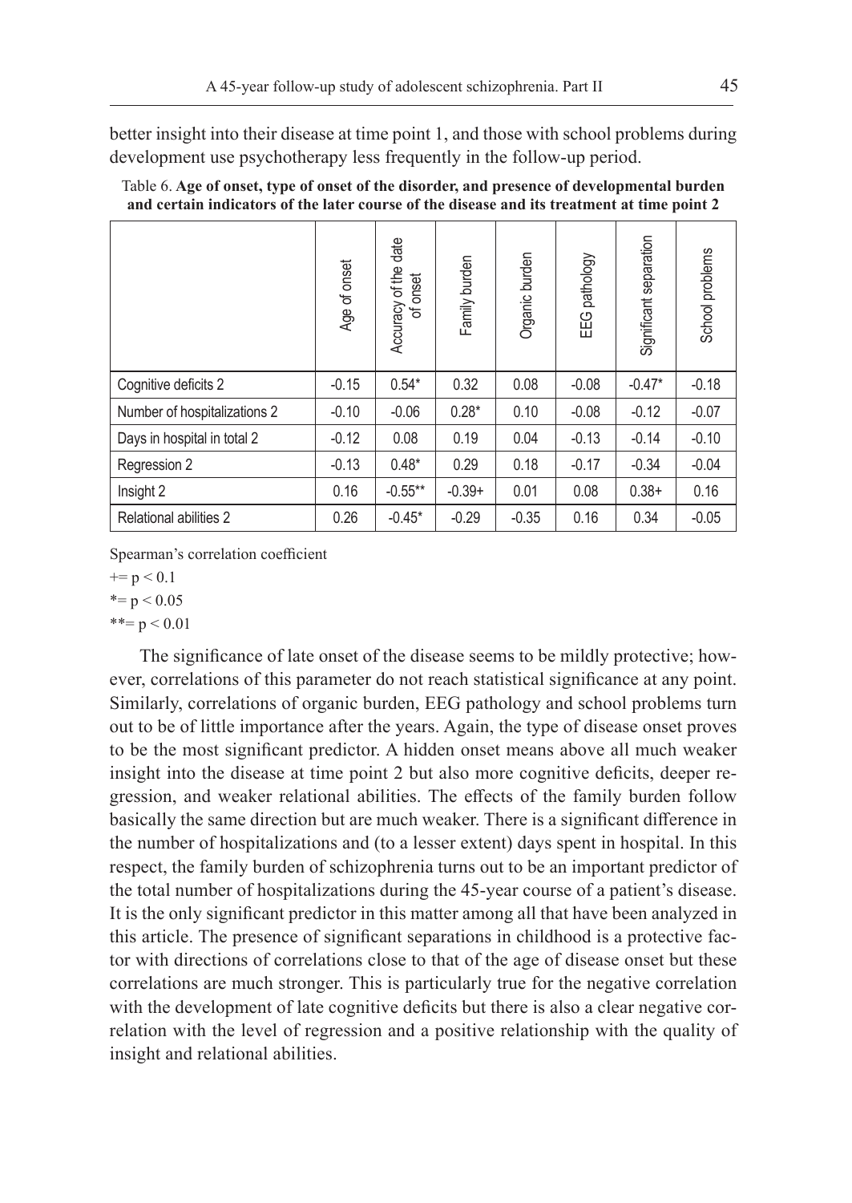better insight into their disease at time point 1, and those with school problems during development use psychotherapy less frequently in the follow-up period.

Table 6. **Age of onset, type of onset of the disorder, and presence of developmental burden and certain indicators of the later course of the disease and its treatment at time point 2**

| | Age of onset | Accuracy of the date of onset | Family burden | Organic burden | EEG pathology | Significant separation | School problems |
|---|---|---|---|---|---|---|---|
| Cognitive deficits 2 | -0.15 | 0.54* | 0.32 | 0.08 | -0.08 | -0.47* | -0.18 |
| Number of hospitalizations 2 | -0.10 | -0.06 | 0.28* | 0.10 | -0.08 | -0.12 | -0.07 |
| Days in hospital in total 2 | -0.12 | 0.08 | 0.19 | 0.04 | -0.13 | -0.14 | -0.10 |
| Regression 2 | -0.13 | 0.48* | 0.29 | 0.18 | -0.17 | -0.34 | -0.04 |
| Insight 2 | 0.16 | -0.55** | -0.39+ | 0.01 | 0.08 | 0.38+ | 0.16 |
| Relational abilities 2 | 0.26 | -0.45* | -0.29 | -0.35 | 0.16 | 0.34 | -0.05 |

Spearman's correlation coefficient

+= $p < 0.1$

*= $p < 0.05$

**= $p < 0.01$

The significance of late onset of the disease seems to be mildly protective; however, correlations of this parameter do not reach statistical significance at any point. Similarly, correlations of organic burden, EEG pathology and school problems turn out to be of little importance after the years. Again, the type of disease onset proves to be the most significant predictor. A hidden onset means above all much weaker insight into the disease at time point 2 but also more cognitive deficits, deeper regression, and weaker relational abilities. The effects of the family burden follow basically the same direction but are much weaker. There is a significant difference in the number of hospitalizations and (to a lesser extent) days spent in hospital. In this respect, the family burden of schizophrenia turns out to be an important predictor of the total number of hospitalizations during the 45-year course of a patient's disease. It is the only significant predictor in this matter among all that have been analyzed in this article. The presence of significant separations in childhood is a protective factor with directions of correlations close to that of the age of disease onset but these correlations are much stronger. This is particularly true for the negative correlation with the development of late cognitive deficits but there is also a clear negative correlation with the level of regression and a positive relationship with the quality of insight and relational abilities.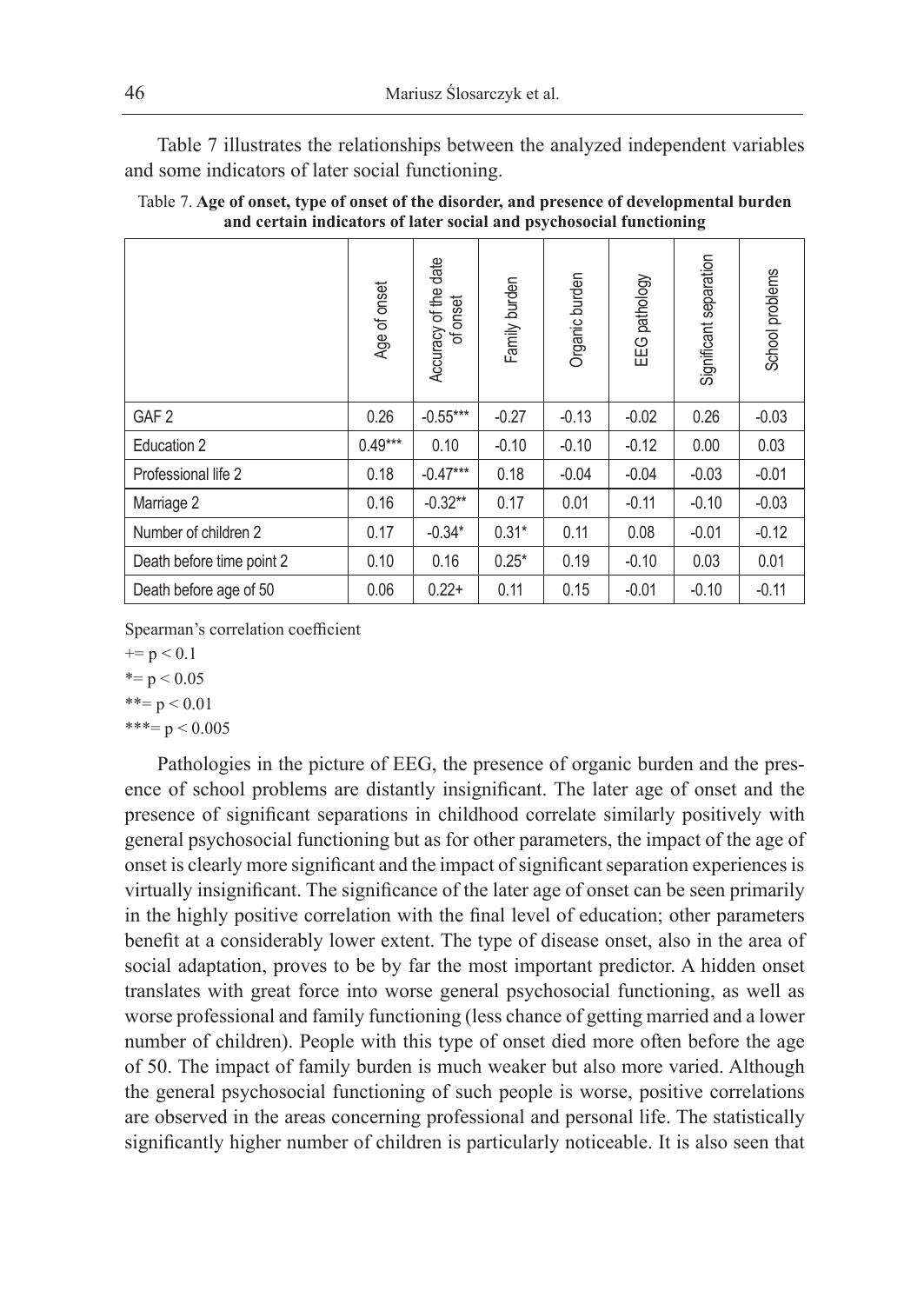Table 7 illustrates the relationships between the analyzed independent variables and some indicators of later social functioning.

Table 7. **Age of onset, type of onset of the disorder, and presence of developmental burden and certain indicators of later social and psychosocial functioning**

| | Age of onset | Accuracy of the date of onset | Family burden | Organic burden | EEG pathology | Significant separation | School problems |
|---|---|---|---|---|---|---|---|
| GAF 2 | 0.26 | -0.55*** | -0.27 | -0.13 | -0.02 | 0.26 | -0.03 |
| Education 2 | 0.49*** | 0.10 | -0.10 | -0.10 | -0.12 | 0.00 | 0.03 |
| Professional life 2 | 0.18 | -0.47*** | 0.18 | -0.04 | -0.04 | -0.03 | -0.01 |
| Marriage 2 | 0.16 | -0.32** | 0.17 | 0.01 | -0.11 | -0.10 | -0.03 |
| Number of children 2 | 0.17 | -0.34* | 0.31* | 0.11 | 0.08 | -0.01 | -0.12 |
| Death before time point 2 | 0.10 | 0.16 | 0.25* | 0.19 | -0.10 | 0.03 | 0.01 |
| Death before age of 50 | 0.06 | 0.22+ | 0.11 | 0.15 | -0.01 | -0.10 | -0.11 |

Spearman's correlation coefficient

+= $p < 0.1$

*= $p < 0.05$

**= $p < 0.01$

***= $p < 0.005$

Pathologies in the picture of EEG, the presence of organic burden and the presence of school problems are distantly insignificant. The later age of onset and the presence of significant separations in childhood correlate similarly positively with general psychosocial functioning but as for other parameters, the impact of the age of onset is clearly more significant and the impact of significant separation experiences is virtually insignificant. The significance of the later age of onset can be seen primarily in the highly positive correlation with the final level of education; other parameters benefit at a considerably lower extent. The type of disease onset, also in the area of social adaptation, proves to be by far the most important predictor. A hidden onset translates with great force into worse general psychosocial functioning, as well as worse professional and family functioning (less chance of getting married and a lower number of children). People with this type of onset died more often before the age of 50. The impact of family burden is much weaker but also more varied. Although the general psychosocial functioning of such people is worse, positive correlations are observed in the areas concerning professional and personal life. The statistically significantly higher number of children is particularly noticeable. It is also seen that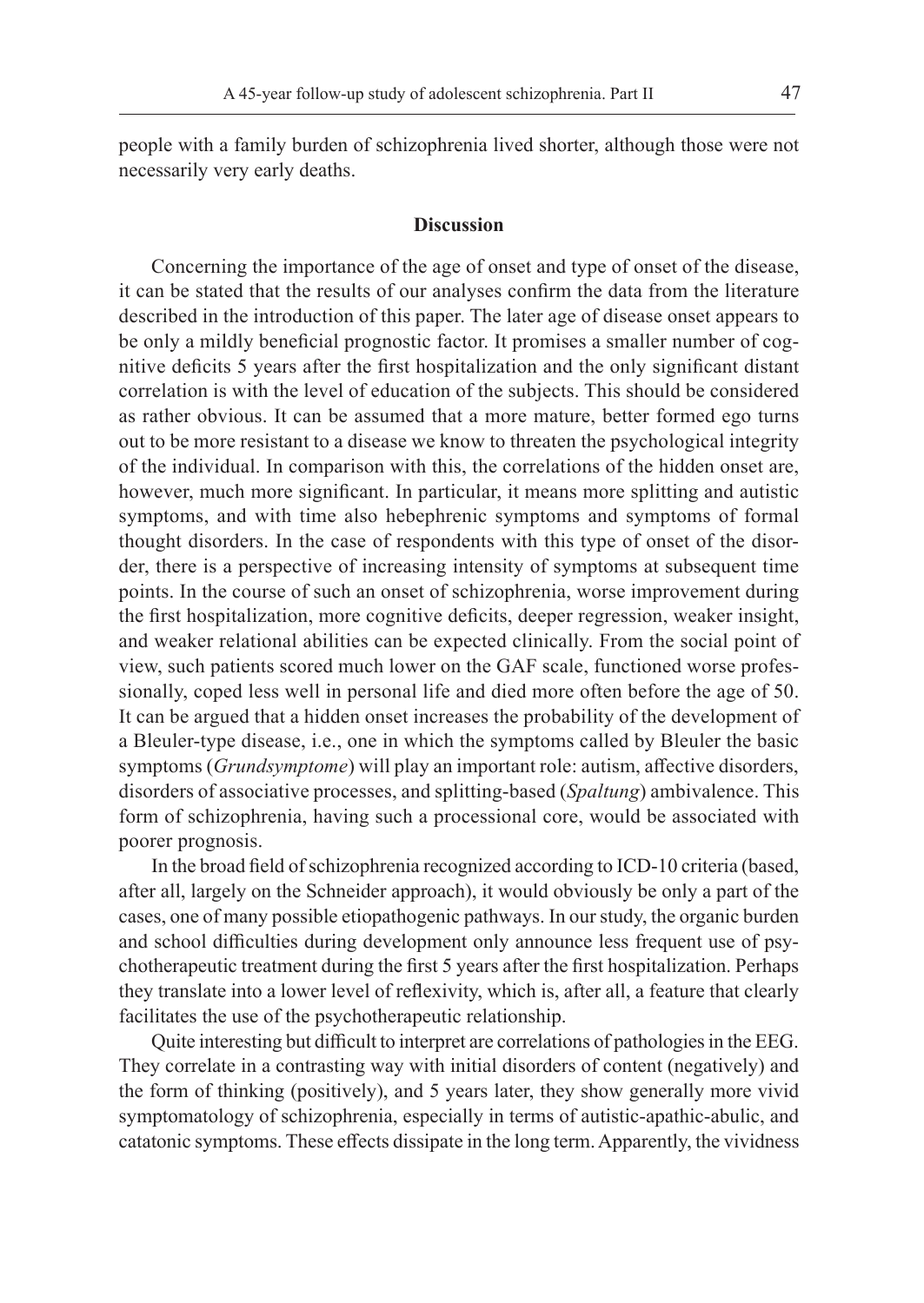people with a family burden of schizophrenia lived shorter, although those were not necessarily very early deaths.

## Discussion

Concerning the importance of the age of onset and type of onset of the disease, it can be stated that the results of our analyses confirm the data from the literature described in the introduction of this paper. The later age of disease onset appears to be only a mildly beneficial prognostic factor. It promises a smaller number of cognitive deficits 5 years after the first hospitalization and the only significant distant correlation is with the level of education of the subjects. This should be considered as rather obvious. It can be assumed that a more mature, better formed ego turns out to be more resistant to a disease we know to threaten the psychological integrity of the individual. In comparison with this, the correlations of the hidden onset are, however, much more significant. In particular, it means more splitting and autistic symptoms, and with time also hebephrenic symptoms and symptoms of formal thought disorders. In the case of respondents with this type of onset of the disorder, there is a perspective of increasing intensity of symptoms at subsequent time points. In the course of such an onset of schizophrenia, worse improvement during the first hospitalization, more cognitive deficits, deeper regression, weaker insight, and weaker relational abilities can be expected clinically. From the social point of view, such patients scored much lower on the GAF scale, functioned worse professionally, coped less well in personal life and died more often before the age of 50. It can be argued that a hidden onset increases the probability of the development of a Bleuler-type disease, i.e., one in which the symptoms called by Bleuler the basic symptoms (*Grundsymptome*) will play an important role: autism, affective disorders, disorders of associative processes, and splitting-based (*Spaltung*) ambivalence. This form of schizophrenia, having such a processional core, would be associated with poorer prognosis.

In the broad field of schizophrenia recognized according to ICD-10 criteria (based, after all, largely on the Schneider approach), it would obviously be only a part of the cases, one of many possible etiopathogenic pathways. In our study, the organic burden and school difficulties during development only announce less frequent use of psychotherapeutic treatment during the first 5 years after the first hospitalization. Perhaps they translate into a lower level of reflexivity, which is, after all, a feature that clearly facilitates the use of the psychotherapeutic relationship.

Quite interesting but difficult to interpret are correlations of pathologies in the EEG. They correlate in a contrasting way with initial disorders of content (negatively) and the form of thinking (positively), and 5 years later, they show generally more vivid symptomatology of schizophrenia, especially in terms of autistic-apathic-abulic, and catatonic symptoms. These effects dissipate in the long term. Apparently, the vividness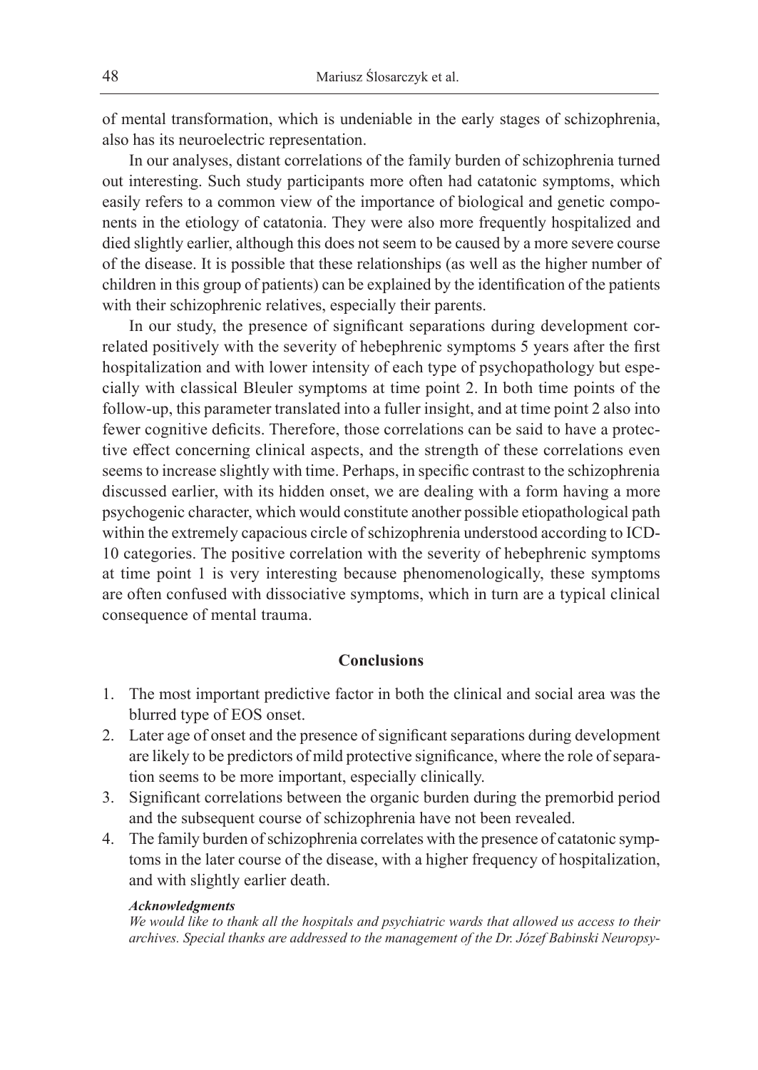of mental transformation, which is undeniable in the early stages of schizophrenia, also has its neuroelectric representation.

In our analyses, distant correlations of the family burden of schizophrenia turned out interesting. Such study participants more often had catatonic symptoms, which easily refers to a common view of the importance of biological and genetic components in the etiology of catatonia. They were also more frequently hospitalized and died slightly earlier, although this does not seem to be caused by a more severe course of the disease. It is possible that these relationships (as well as the higher number of children in this group of patients) can be explained by the identification of the patients with their schizophrenic relatives, especially their parents.

In our study, the presence of significant separations during development correlated positively with the severity of hebephrenic symptoms 5 years after the first hospitalization and with lower intensity of each type of psychopathology but especially with classical Bleuler symptoms at time point 2. In both time points of the follow-up, this parameter translated into a fuller insight, and at time point 2 also into fewer cognitive deficits. Therefore, those correlations can be said to have a protective effect concerning clinical aspects, and the strength of these correlations even seems to increase slightly with time. Perhaps, in specific contrast to the schizophrenia discussed earlier, with its hidden onset, we are dealing with a form having a more psychogenic character, which would constitute another possible etiopathological path within the extremely capacious circle of schizophrenia understood according to ICD-10 categories. The positive correlation with the severity of hebephrenic symptoms at time point 1 is very interesting because phenomenologically, these symptoms are often confused with dissociative symptoms, which in turn are a typical clinical consequence of mental trauma.

## Conclusions

1. The most important predictive factor in both the clinical and social area was the blurred type of EOS onset.
2. Later age of onset and the presence of significant separations during development are likely to be predictors of mild protective significance, where the role of separation seems to be more important, especially clinically.
3. Significant correlations between the organic burden during the premorbid period and the subsequent course of schizophrenia have not been revealed.
4. The family burden of schizophrenia correlates with the presence of catatonic symptoms in the later course of the disease, with a higher frequency of hospitalization, and with slightly earlier death.

***Acknowledgments***

*We would like to thank all the hospitals and psychiatric wards that allowed us access to their archives. Special thanks are addressed to the management of the Dr. Józef Babinski Neuropsy-*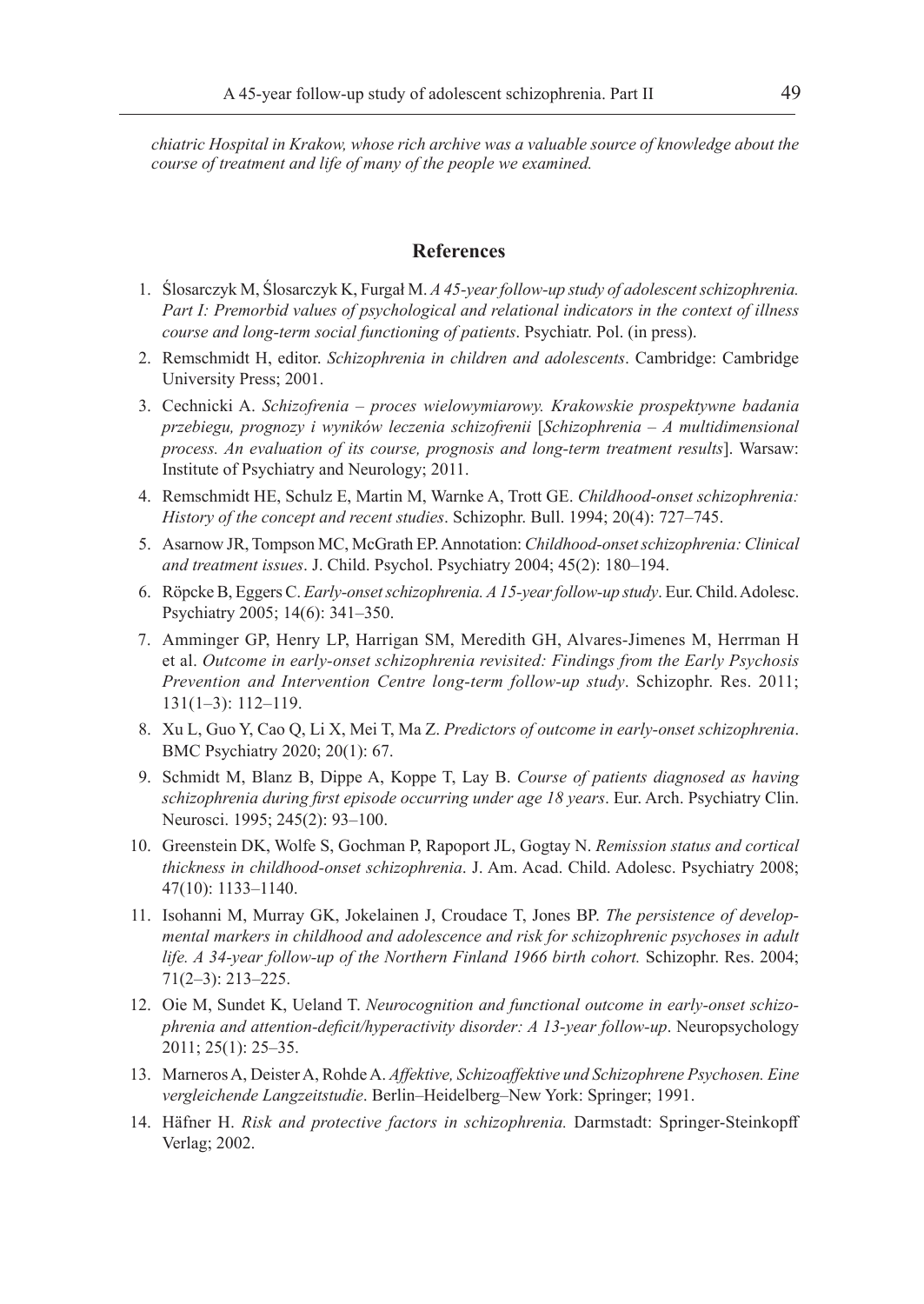*chiatric Hospital in Krakow, whose rich archive was a valuable source of knowledge about the course of treatment and life of many of the people we examined.*

## References

1. Ślosarczyk M, Ślosarczyk K, Furgał M. *A 45-year follow-up study of adolescent schizophrenia. Part I: Premorbid values of psychological and relational indicators in the context of illness course and long-term social functioning of patients*. Psychiatr. Pol. (in press).
2. Remschmidt H, editor. *Schizophrenia in children and adolescents*. Cambridge: Cambridge University Press; 2001.
3. Cechnicki A. *Schizofrenia – proces wielowymiarowy. Krakowskie prospektywne badania przebiegu, prognozy i wyników leczenia schizofrenii* [*Schizophrenia – A multidimensional process. An evaluation of its course, prognosis and long-term treatment results*]. Warsaw: Institute of Psychiatry and Neurology; 2011.
4. Remschmidt HE, Schulz E, Martin M, Warnke A, Trott GE. *Childhood-onset schizophrenia: History of the concept and recent studies*. Schizophr. Bull. 1994; 20(4): 727–745.
5. Asarnow JR, Tompson MC, McGrath EP. Annotation: *Childhood-onset schizophrenia: Clinical and treatment issues*. J. Child. Psychol. Psychiatry 2004; 45(2): 180–194.
6. Röpcke B, Eggers C. *Early-onset schizophrenia. A 15-year follow-up study*. Eur. Child. Adolesc. Psychiatry 2005; 14(6): 341–350.
7. Amminger GP, Henry LP, Harrigan SM, Meredith GH, Alvares-Jimenes M, Herrman H et al. *Outcome in early-onset schizophrenia revisited: Findings from the Early Psychosis Prevention and Intervention Centre long-term follow-up study*. Schizophr. Res. 2011; 131(1–3): 112–119.
8. Xu L, Guo Y, Cao Q, Li X, Mei T, Ma Z. *Predictors of outcome in early-onset schizophrenia*. BMC Psychiatry 2020; 20(1): 67.
9. Schmidt M, Blanz B, Dippe A, Koppe T, Lay B. *Course of patients diagnosed as having schizophrenia during first episode occurring under age 18 years*. Eur. Arch. Psychiatry Clin. Neurosci. 1995; 245(2): 93–100.
10. Greenstein DK, Wolfe S, Gochman P, Rapoport JL, Gogtay N. *Remission status and cortical thickness in childhood-onset schizophrenia*. J. Am. Acad. Child. Adolesc. Psychiatry 2008; 47(10): 1133–1140.
11. Isohanni M, Murray GK, Jokelainen J, Croudace T, Jones BP. *The persistence of developmental markers in childhood and adolescence and risk for schizophrenic psychoses in adult life. A 34-year follow-up of the Northern Finland 1966 birth cohort.* Schizophr. Res. 2004; 71(2–3): 213–225.
12. Oie M, Sundet K, Ueland T. *Neurocognition and functional outcome in early-onset schizophrenia and attention-deficit/hyperactivity disorder: A 13-year follow-up*. Neuropsychology 2011; 25(1): 25–35.
13. Marneros A, Deister A, Rohde A. *Affektive, Schizoaffektive und Schizophrene Psychosen. Eine vergleichende Langzeitstudie*. Berlin–Heidelberg–New York: Springer; 1991.
14. Häfner H. *Risk and protective factors in schizophrenia.* Darmstadt: Springer-Steinkopff Verlag; 2002.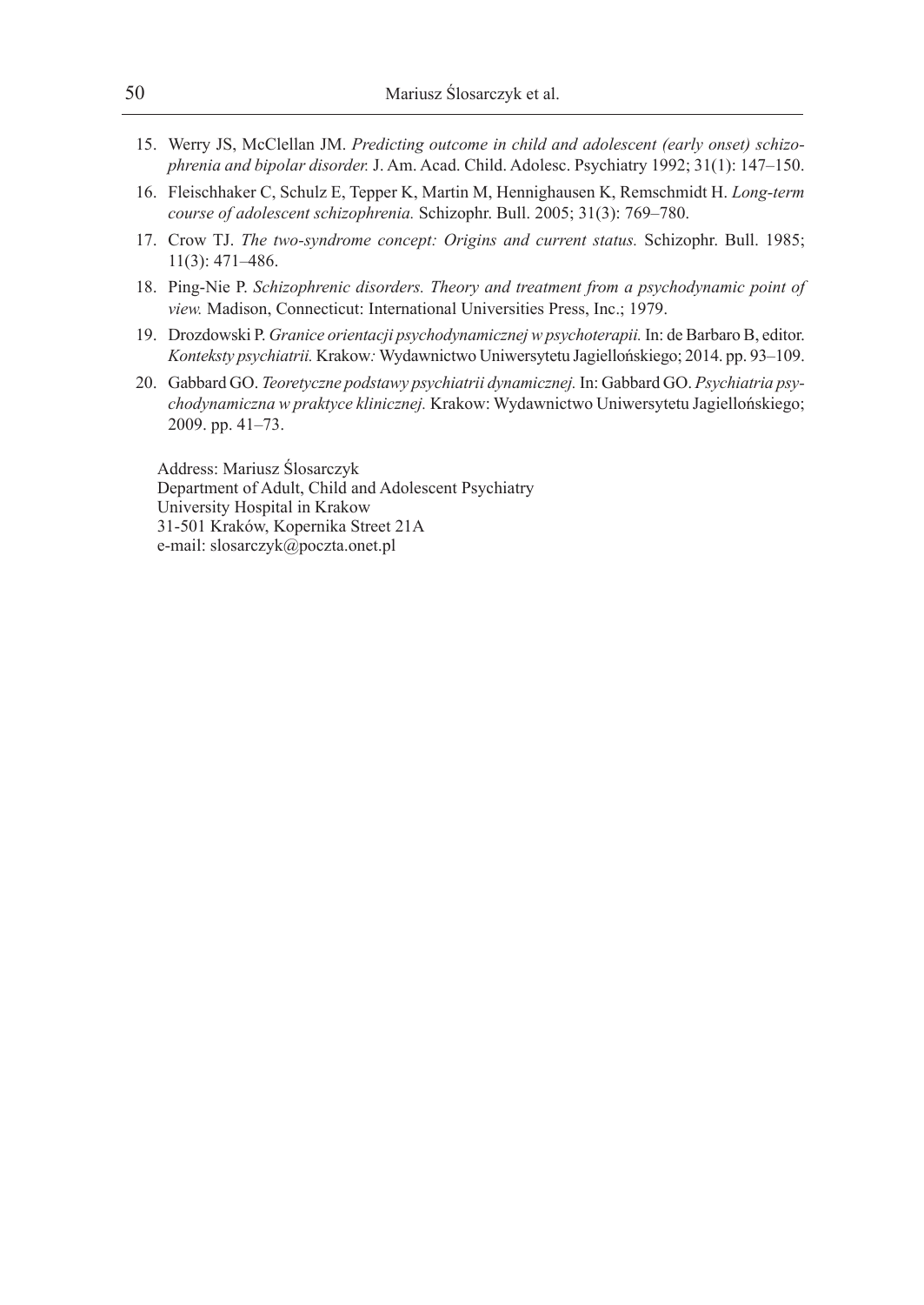15. Werry JS, McClellan JM. *Predicting outcome in child and adolescent (early onset) schizophrenia and bipolar disorder.* J. Am. Acad. Child. Adolesc. Psychiatry 1992; 31(1): 147–150.
16. Fleischhaker C, Schulz E, Tepper K, Martin M, Hennighausen K, Remschmidt H. *Long-term course of adolescent schizophrenia.* Schizophr. Bull. 2005; 31(3): 769–780.
17. Crow TJ. *The two-syndrome concept: Origins and current status.* Schizophr. Bull. 1985; 11(3): 471–486.
18. Ping-Nie P. *Schizophrenic disorders. Theory and treatment from a psychodynamic point of view.* Madison, Connecticut: International Universities Press, Inc.; 1979.
19. Drozdowski P. *Granice orientacji psychodynamicznej w psychoterapii.* In: de Barbaro B, editor. *Konteksty psychiatrii.* Krakow*:* Wydawnictwo Uniwersytetu Jagiellońskiego; 2014. pp. 93–109.
20. Gabbard GO. *Teoretyczne podstawy psychiatrii dynamicznej.* In: Gabbard GO. *Psychiatria psychodynamiczna w praktyce klinicznej.* Krakow: Wydawnictwo Uniwersytetu Jagiellońskiego; 2009. pp. 41–73.

Address: Mariusz Ślosarczyk
Department of Adult, Child and Adolescent Psychiatry
University Hospital in Krakow
31-501 Kraków, Kopernika Street 21A
e-mail: slosarczyk@poczta.onet.pl